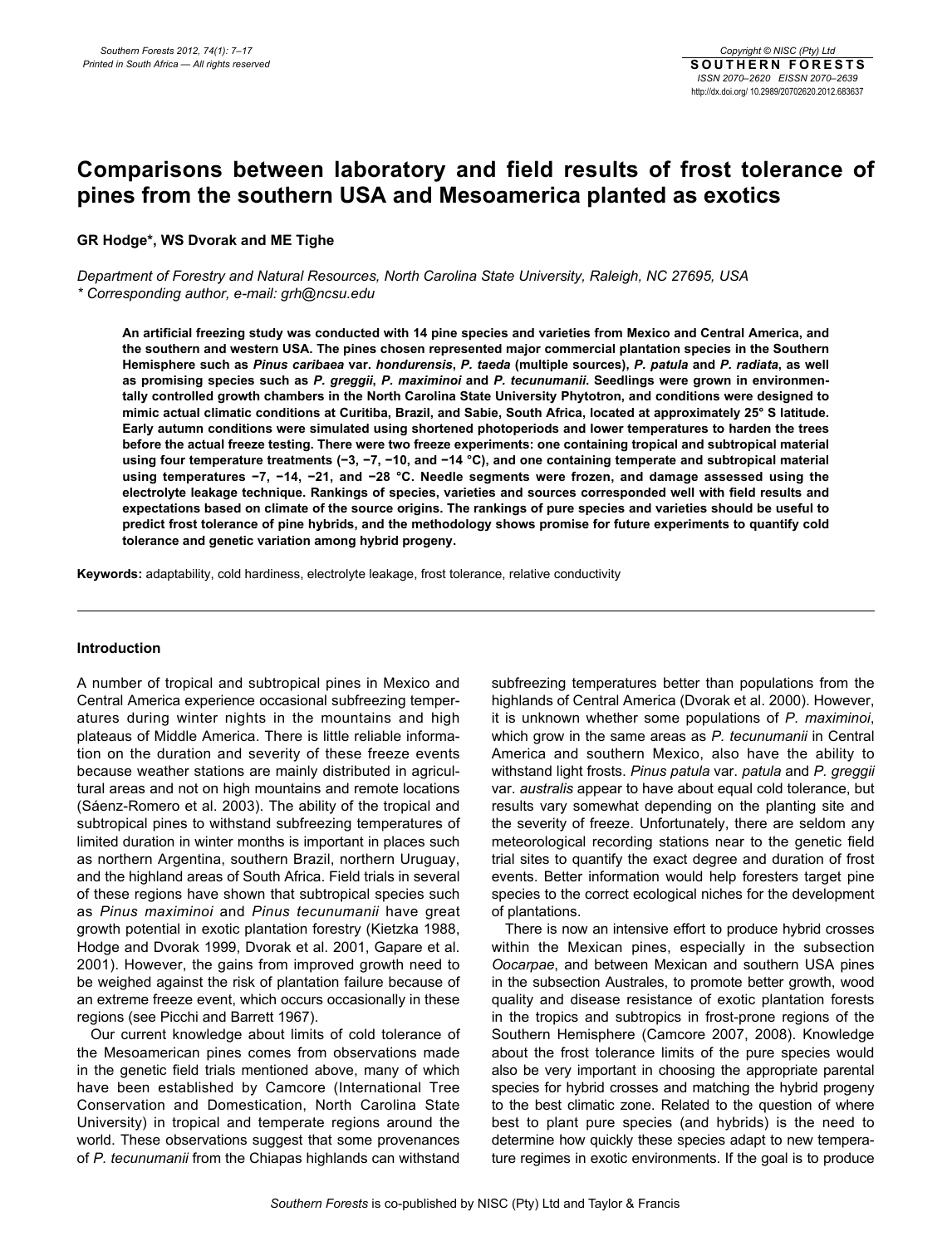# Comparisons between laboratory and field results of frost tolerance of pines from the southern USA and Mesoamerica planted as exotics

**GR Hodge*, WS Dvorak and ME Tighe**

*Department of Forestry and Natural Resources, North Carolina State University, Raleigh, NC 27695, USA*
*\* Corresponding author, e-mail: grh@ncsu.edu*

**An artificial freezing study was conducted with 14 pine species and varieties from Mexico and Central America, and the southern and western USA. The pines chosen represented major commercial plantation species in the Southern Hemisphere such as *Pinus caribaea* var. *hondurensis*, *P. taeda* (multiple sources), *P. patula* and *P. radiata*, as well as promising species such as *P. greggii*, *P. maximinoi* and *P. tecunumanii*. Seedlings were grown in environmentally controlled growth chambers in the North Carolina State University Phytotron, and conditions were designed to mimic actual climatic conditions at Curitiba, Brazil, and Sabie, South Africa, located at approximately 25° S latitude. Early autumn conditions were simulated using shortened photoperiods and lower temperatures to harden the trees before the actual freeze testing. There were two freeze experiments: one containing tropical and subtropical material using four temperature treatments (−3, −7, −10, and −14 °C), and one containing temperate and subtropical material using temperatures −7, −14, −21, and −28 °C. Needle segments were frozen, and damage assessed using the electrolyte leakage technique. Rankings of species, varieties and sources corresponded well with field results and expectations based on climate of the source origins. The rankings of pure species and varieties should be useful to predict frost tolerance of pine hybrids, and the methodology shows promise for future experiments to quantify cold tolerance and genetic variation among hybrid progeny.**

**Keywords:** adaptability, cold hardiness, electrolyte leakage, frost tolerance, relative conductivity

## Introduction

A number of tropical and subtropical pines in Mexico and Central America experience occasional subfreezing temperatures during winter nights in the mountains and high plateaus of Middle America. There is little reliable information on the duration and severity of these freeze events because weather stations are mainly distributed in agricultural areas and not on high mountains and remote locations (Sáenz-Romero et al. 2003). The ability of the tropical and subtropical pines to withstand subfreezing temperatures of limited duration in winter months is important in places such as northern Argentina, southern Brazil, northern Uruguay, and the highland areas of South Africa. Field trials in several of these regions have shown that subtropical species such as *Pinus maximinoi* and *Pinus tecunumanii* have great growth potential in exotic plantation forestry (Kietzka 1988, Hodge and Dvorak 1999, Dvorak et al. 2001, Gapare et al. 2001). However, the gains from improved growth need to be weighed against the risk of plantation failure because of an extreme freeze event, which occurs occasionally in these regions (see Picchi and Barrett 1967).

Our current knowledge about limits of cold tolerance of the Mesoamerican pines comes from observations made in the genetic field trials mentioned above, many of which have been established by Camcore (International Tree Conservation and Domestication, North Carolina State University) in tropical and temperate regions around the world. These observations suggest that some provenances of *P. tecunumanii* from the Chiapas highlands can withstand subfreezing temperatures better than populations from the highlands of Central America (Dvorak et al. 2000). However, it is unknown whether some populations of *P. maximinoi*, which grow in the same areas as *P. tecunumanii* in Central America and southern Mexico, also have the ability to withstand light frosts. *Pinus patula* var. *patula* and *P. greggii* var. *australis* appear to have about equal cold tolerance, but results vary somewhat depending on the planting site and the severity of freeze. Unfortunately, there are seldom any meteorological recording stations near to the genetic field trial sites to quantify the exact degree and duration of frost events. Better information would help foresters target pine species to the correct ecological niches for the development of plantations.

There is now an intensive effort to produce hybrid crosses within the Mexican pines, especially in the subsection *Oocarpae*, and between Mexican and southern USA pines in the subsection Australes, to promote better growth, wood quality and disease resistance of exotic plantation forests in the tropics and subtropics in frost-prone regions of the Southern Hemisphere (Camcore 2007, 2008). Knowledge about the frost tolerance limits of the pure species would also be very important in choosing the appropriate parental species for hybrid crosses and matching the hybrid progeny to the best climatic zone. Related to the question of where best to plant pure species (and hybrids) is the need to determine how quickly these species adapt to new temperature regimes in exotic environments. If the goal is to produce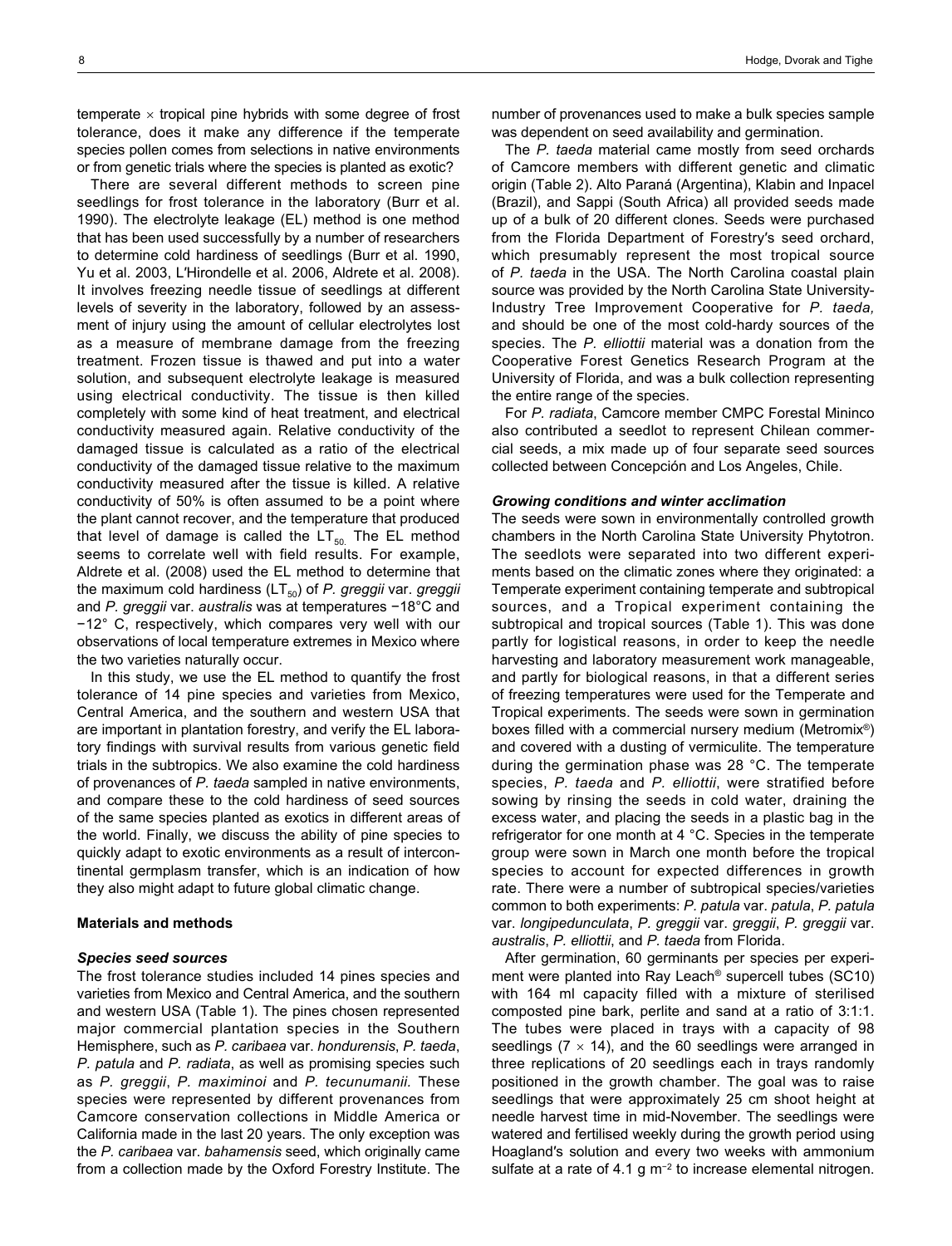temperate × tropical pine hybrids with some degree of frost tolerance, does it make any difference if the temperate species pollen comes from selections in native environments or from genetic trials where the species is planted as exotic?

There are several different methods to screen pine seedlings for frost tolerance in the laboratory (Burr et al. 1990). The electrolyte leakage (EL) method is one method that has been used successfully by a number of researchers to determine cold hardiness of seedlings (Burr et al. 1990, Yu et al. 2003, L′Hirondelle et al. 2006, Aldrete et al. 2008). It involves freezing needle tissue of seedlings at different levels of severity in the laboratory, followed by an assessment of injury using the amount of cellular electrolytes lost as a measure of membrane damage from the freezing treatment. Frozen tissue is thawed and put into a water solution, and subsequent electrolyte leakage is measured using electrical conductivity. The tissue is then killed completely with some kind of heat treatment, and electrical conductivity measured again. Relative conductivity of the damaged tissue is calculated as a ratio of the electrical conductivity of the damaged tissue relative to the maximum conductivity measured after the tissue is killed. A relative conductivity of 50% is often assumed to be a point where the plant cannot recover, and the temperature that produced that level of damage is called the $LT_{50}$. The EL method seems to correlate well with field results. For example, Aldrete et al. (2008) used the EL method to determine that the maximum cold hardiness ($LT_{50}$) of *P. greggii* var. *greggii* and *P. greggii* var. *australis* was at temperatures −18°C and −12° C, respectively, which compares very well with our observations of local temperature extremes in Mexico where the two varieties naturally occur.

In this study, we use the EL method to quantify the frost tolerance of 14 pine species and varieties from Mexico, Central America, and the southern and western USA that are important in plantation forestry, and verify the EL laboratory findings with survival results from various genetic field trials in the subtropics. We also examine the cold hardiness of provenances of *P. taeda* sampled in native environments, and compare these to the cold hardiness of seed sources of the same species planted as exotics in different areas of the world. Finally, we discuss the ability of pine species to quickly adapt to exotic environments as a result of intercontinental germplasm transfer, which is an indication of how they also might adapt to future global climatic change.

## Materials and methods

### Species seed sources

The frost tolerance studies included 14 pines species and varieties from Mexico and Central America, and the southern and western USA (Table 1). The pines chosen represented major commercial plantation species in the Southern Hemisphere, such as *P. caribaea* var. *hondurensis*, *P. taeda*, *P. patula* and *P. radiata*, as well as promising species such as *P. greggii*, *P. maximinoi* and *P. tecunumanii.* These species were represented by different provenances from Camcore conservation collections in Middle America or California made in the last 20 years. The only exception was the *P. caribaea* var. *bahamensis* seed, which originally came from a collection made by the Oxford Forestry Institute. The number of provenances used to make a bulk species sample was dependent on seed availability and germination.

The *P. taeda* material came mostly from seed orchards of Camcore members with different genetic and climatic origin (Table 2). Alto Paraná (Argentina), Klabin and Inpacel (Brazil), and Sappi (South Africa) all provided seeds made up of a bulk of 20 different clones. Seeds were purchased from the Florida Department of Forestry′s seed orchard, which presumably represent the most tropical source of *P. taeda* in the USA. The North Carolina coastal plain source was provided by the North Carolina State University-Industry Tree Improvement Cooperative for *P. taeda,* and should be one of the most cold-hardy sources of the species. The *P. elliottii* material was a donation from the Cooperative Forest Genetics Research Program at the University of Florida, and was a bulk collection representing the entire range of the species.

For *P. radiata*, Camcore member CMPC Forestal Mininco also contributed a seedlot to represent Chilean commercial seeds, a mix made up of four separate seed sources collected between Concepción and Los Angeles, Chile.

### Growing conditions and winter acclimation

The seeds were sown in environmentally controlled growth chambers in the North Carolina State University Phytotron. The seedlots were separated into two different experiments based on the climatic zones where they originated: a Temperate experiment containing temperate and subtropical sources, and a Tropical experiment containing the subtropical and tropical sources (Table 1). This was done partly for logistical reasons, in order to keep the needle harvesting and laboratory measurement work manageable, and partly for biological reasons, in that a different series of freezing temperatures were used for the Temperate and Tropical experiments. The seeds were sown in germination boxes filled with a commercial nursery medium (Metromix®) and covered with a dusting of vermiculite. The temperature during the germination phase was 28 °C. The temperate species, *P. taeda* and *P. elliottii*, were stratified before sowing by rinsing the seeds in cold water, draining the excess water, and placing the seeds in a plastic bag in the refrigerator for one month at 4 °C. Species in the temperate group were sown in March one month before the tropical species to account for expected differences in growth rate. There were a number of subtropical species/varieties common to both experiments: *P. patula* var. *patula*, *P. patula* var. *longipedunculata*, *P. greggii* var. *greggii*, *P. greggii* var. *australis*, *P. elliottii*, and *P. taeda* from Florida.

After germination, 60 germinants per species per experiment were planted into Ray Leach® supercell tubes (SC10) with 164 ml capacity filled with a mixture of sterilised composted pine bark, perlite and sand at a ratio of 3:1:1. The tubes were placed in trays with a capacity of 98 seedlings (7 × 14), and the 60 seedlings were arranged in three replications of 20 seedlings each in trays randomly positioned in the growth chamber. The goal was to raise seedlings that were approximately 25 cm shoot height at needle harvest time in mid-November. The seedlings were watered and fertilised weekly during the growth period using Hoagland′s solution and every two weeks with ammonium sulfate at a rate of 4.1 g $m^{-2}$ to increase elemental nitrogen.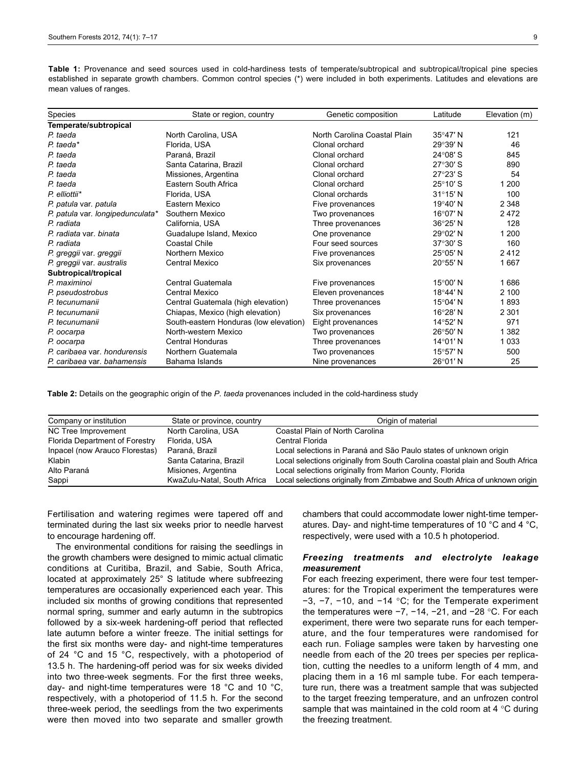**Table 1:** Provenance and seed sources used in cold-hardiness tests of temperate/subtropical and subtropical/tropical pine species established in separate growth chambers. Common control species (*) were included in both experiments. Latitudes and elevations are mean values of ranges.

| Species | State or region, country | Genetic composition | Latitude | Elevation (m) |
|---|---|---|---|---|
| **Temperate/subtropical** | | | | |
| *P. taeda* | North Carolina, USA | North Carolina Coastal Plain | 35°47′ N | 121 |
| *P. taeda** | Florida, USA | Clonal orchard | 29°39′ N | 46 |
| *P. taeda* | Paraná, Brazil | Clonal orchard | 24°08′ S | 845 |
| *P. taeda* | Santa Catarina, Brazil | Clonal orchard | 27°30′ S | 890 |
| *P. taeda* | Missiones, Argentina | Clonal orchard | 27°23′ S | 54 |
| *P. taeda* | Eastern South Africa | Clonal orchard | 25°10′ S | 1 200 |
| *P. elliottii** | Florida, USA | Clonal orchards | 31°15′ N | 100 |
| *P. patula* var. *patula* | Eastern Mexico | Five provenances | 19°40′ N | 2 348 |
| *P. patula* var. *longipedunculata** | Southern Mexico | Two provenances | 16°07′ N | 2 472 |
| *P. radiata* | California, USA | Three provenances | 36°25′ N | 128 |
| *P. radiata* var. *binata* | Guadalupe Island, Mexico | One provenance | 29°02′ N | 1 200 |
| *P. radiata* | Coastal Chile | Four seed sources | 37°30′ S | 160 |
| *P. greggii* var. *greggii* | Northern Mexico | Five provenances | 25°05′ N | 2 412 |
| *P. greggii* var. *australis* | Central Mexico | Six provenances | 20°55′ N | 1 667 |
| **Subtropical/tropical** | | | | |
| *P. maximinoi* | Central Guatemala | Five provenances | 15°00′ N | 1 686 |
| *P. pseudostrobus* | Central Mexico | Eleven provenances | 18°44′ N | 2 100 |
| *P. tecunumanii* | Central Guatemala (high elevation) | Three provenances | 15°04′ N | 1 893 |
| *P. tecunumanii* | Chiapas, Mexico (high elevation) | Six provenances | 16°28′ N | 2 301 |
| *P. tecunumanii* | South-eastern Honduras (low elevation) | Eight provenances | 14°52′ N | 971 |
| *P. oocarpa* | North-western Mexico | Two provenances | 26°50′ N | 1 382 |
| *P. oocarpa* | Central Honduras | Three provenances | 14°01′ N | 1 033 |
| *P. caribaea* var. *hondurensis* | Northern Guatemala | Two provenances | 15°57′ N | 500 |
| *P. caribaea* var. *bahamensis* | Bahama Islands | Nine provenances | 26°01′ N | 25 |

**Table 2:** Details on the geographic origin of the *P. taeda* provenances included in the cold-hardiness study

| Company or institution | State or province, country | Origin of material |
|---|---|---|
| NC Tree Improvement | North Carolina, USA | Coastal Plain of North Carolina |
| Florida Department of Forestry | Florida, USA | Central Florida |
| Inpacel (now Arauco Florestas) | Paraná, Brazil | Local selections in Paraná and São Paulo states of unknown origin |
| Klabin | Santa Catarina, Brazil | Local selections originally from South Carolina coastal plain and South Africa |
| Alto Paraná | Misiones, Argentina | Local selections originally from Marion County, Florida |
| Sappi | KwaZulu-Natal, South Africa | Local selections originally from Zimbabwe and South Africa of unknown origin |

Fertilisation and watering regimes were tapered off and terminated during the last six weeks prior to needle harvest to encourage hardening off.

The environmental conditions for raising the seedlings in the growth chambers were designed to mimic actual climatic conditions at Curitiba, Brazil, and Sabie, South Africa, located at approximately 25° S latitude where subfreezing temperatures are occasionally experienced each year. This included six months of growing conditions that represented normal spring, summer and early autumn in the subtropics followed by a six-week hardening-off period that reflected late autumn before a winter freeze. The initial settings for the first six months were day- and night-time temperatures of 24 °C and 15 °C, respectively, with a photoperiod of 13.5 h. The hardening-off period was for six weeks divided into two three-week segments. For the first three weeks, day- and night-time temperatures were 18 °C and 10 °C, respectively, with a photoperiod of 11.5 h. For the second three-week period, the seedlings from the two experiments were then moved into two separate and smaller growth chambers that could accommodate lower night-time temperatures. Day- and night-time temperatures of 10 °C and 4 °C, respectively, were used with a 10.5 h photoperiod.

### *Freezing treatments and electrolyte leakage measurement*

For each freezing experiment, there were four test temperatures: for the Tropical experiment the temperatures were −3, −7, −10, and −14 °C; for the Temperate experiment the temperatures were −7, −14, −21, and −28 °C. For each experiment, there were two separate runs for each temperature, and the four temperatures were randomised for each run. Foliage samples were taken by harvesting one needle from each of the 20 trees per species per replication, cutting the needles to a uniform length of 4 mm, and placing them in a 16 ml sample tube. For each temperature run, there was a treatment sample that was subjected to the target freezing temperature, and an unfrozen control sample that was maintained in the cold room at 4 °C during the freezing treatment.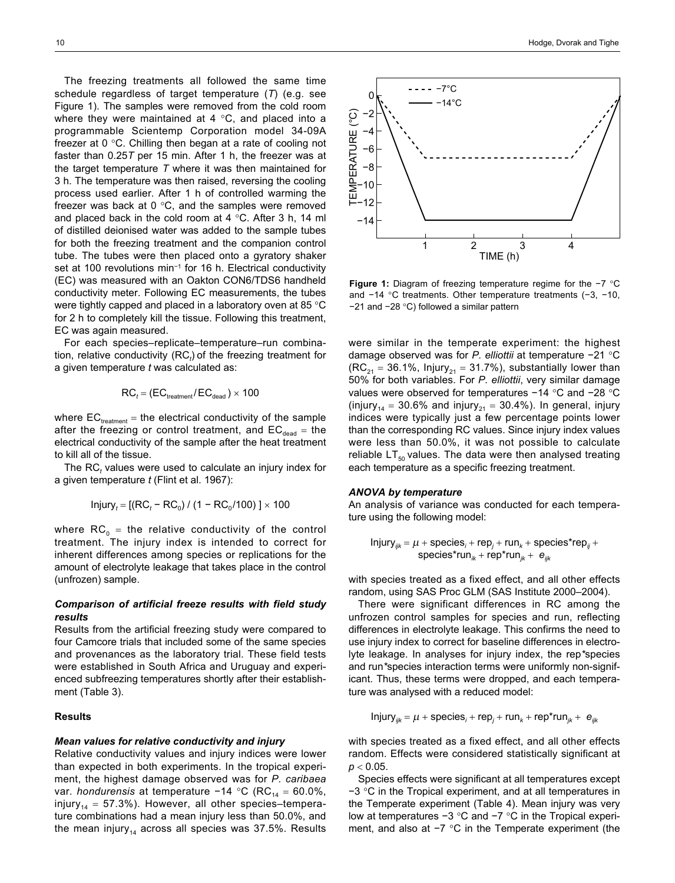The freezing treatments all followed the same time schedule regardless of target temperature ($T$) (e.g. see Figure 1). The samples were removed from the cold room where they were maintained at 4 °C, and placed into a programmable Scientemp Corporation model 34-09A freezer at 0 °C. Chilling then began at a rate of cooling not faster than $0.25T$ per 15 min. After 1 h, the freezer was at the target temperature $T$ where it was then maintained for 3 h. The temperature was then raised, reversing the cooling process used earlier. After 1 h of controlled warming the freezer was back at 0 °C, and the samples were removed and placed back in the cold room at 4 °C. After 3 h, 14 ml of distilled deionised water was added to the sample tubes for both the freezing treatment and the companion control tube. The tubes were then placed onto a gyratory shaker set at 100 revolutions $min^{-1}$ for 16 h. Electrical conductivity (EC) was measured with an Oakton CON6/TDS6 handheld conductivity meter. Following EC measurements, the tubes were tightly capped and placed in a laboratory oven at 85 °C for 2 h to completely kill the tissue. Following this treatment, EC was again measured.

For each species–replicate–temperature–run combination, relative conductivity ($RC_t$) of the freezing treatment for a given temperature $t$ was calculated as:

$$RC_t = (EC_{treatment}/EC_{dead}) \times 100$$

where $EC_{treatment}$ = the electrical conductivity of the sample after the freezing or control treatment, and $EC_{dead}$ = the electrical conductivity of the sample after the heat treatment to kill all of the tissue.

The $RC_t$ values were used to calculate an injury index for a given temperature $t$ (Flint et al. 1967):

$$Injury_t = [(RC_t - RC_0) / (1 - RC_0/100)] \times 100$$

where $RC_0$ = the relative conductivity of the control treatment. The injury index is intended to correct for inherent differences among species or replications for the amount of electrolyte leakage that takes place in the control (unfrozen) sample.

### *Comparison of artificial freeze results with field study results*

Results from the artificial freezing study were compared to four Camcore trials that included some of the same species and provenances as the laboratory trial. These field tests were established in South Africa and Uruguay and experienced subfreezing temperatures shortly after their establishment (Table 3).

Figure 1: Diagram of freezing temperature regime for the −7 °C and −14 °C treatments. Other temperature treatments (−3, −10, −21 and −28 °C) followed a similar pattern

## Results

### *Mean values for relative conductivity and injury*

Relative conductivity values and injury indices were lower than expected in both experiments. In the tropical experiment, the highest damage observed was for *P. caribaea* var. *hondurensis* at temperature −14 °C ($RC_{14}$ = 60.0%, $injury_{14}$ = 57.3%). However, all other species–temperature combinations had a mean injury less than 50.0%, and the mean $injury_{14}$ across all species was 37.5%. Results were similar in the temperate experiment: the highest damage observed was for *P. elliottii* at temperature −21 °C ($RC_{21}$ = 36.1%, $Injury_{21}$ = 31.7%), substantially lower than 50% for both variables. For *P. elliottii*, very similar damage values were observed for temperatures −14 °C and −28 °C ($injury_{14}$ = 30.6% and $injury_{21}$ = 30.4%). In general, injury indices were typically just a few percentage points lower than the corresponding RC values. Since injury index values were less than 50.0%, it was not possible to calculate reliable $LT_{50}$ values. The data were then analysed treating each temperature as a specific freezing treatment.

### *ANOVA by temperature*

An analysis of variance was conducted for each temperature using the following model:

$$Injury_{ijk} = \mu + species_i + rep_j + run_k + species{*}rep_{ij} + species{*}run_{ik} + rep{*}run_{jk} + e_{ijk}$$

with species treated as a fixed effect, and all other effects random, using SAS Proc GLM (SAS Institute 2000–2004).

There were significant differences in RC among the unfrozen control samples for species and run, reflecting differences in electrolyte leakage. This confirms the need to use injury index to correct for baseline differences in electrolyte leakage. In analyses for injury index, the rep*species and run*species interaction terms were uniformly non-significant. Thus, these terms were dropped, and each temperature was analysed with a reduced model:

$$Injury_{ijk} = \mu + species_i + rep_j + run_k + rep{*}run_{jk} + e_{ijk}$$

with species treated as a fixed effect, and all other effects random. Effects were considered statistically significant at $p < 0.05$.

Species effects were significant at all temperatures except −3 °C in the Tropical experiment, and at all temperatures in the Temperate experiment (Table 4). Mean injury was very low at temperatures −3 °C and −7 °C in the Tropical experiment, and also at −7 °C in the Temperate experiment (the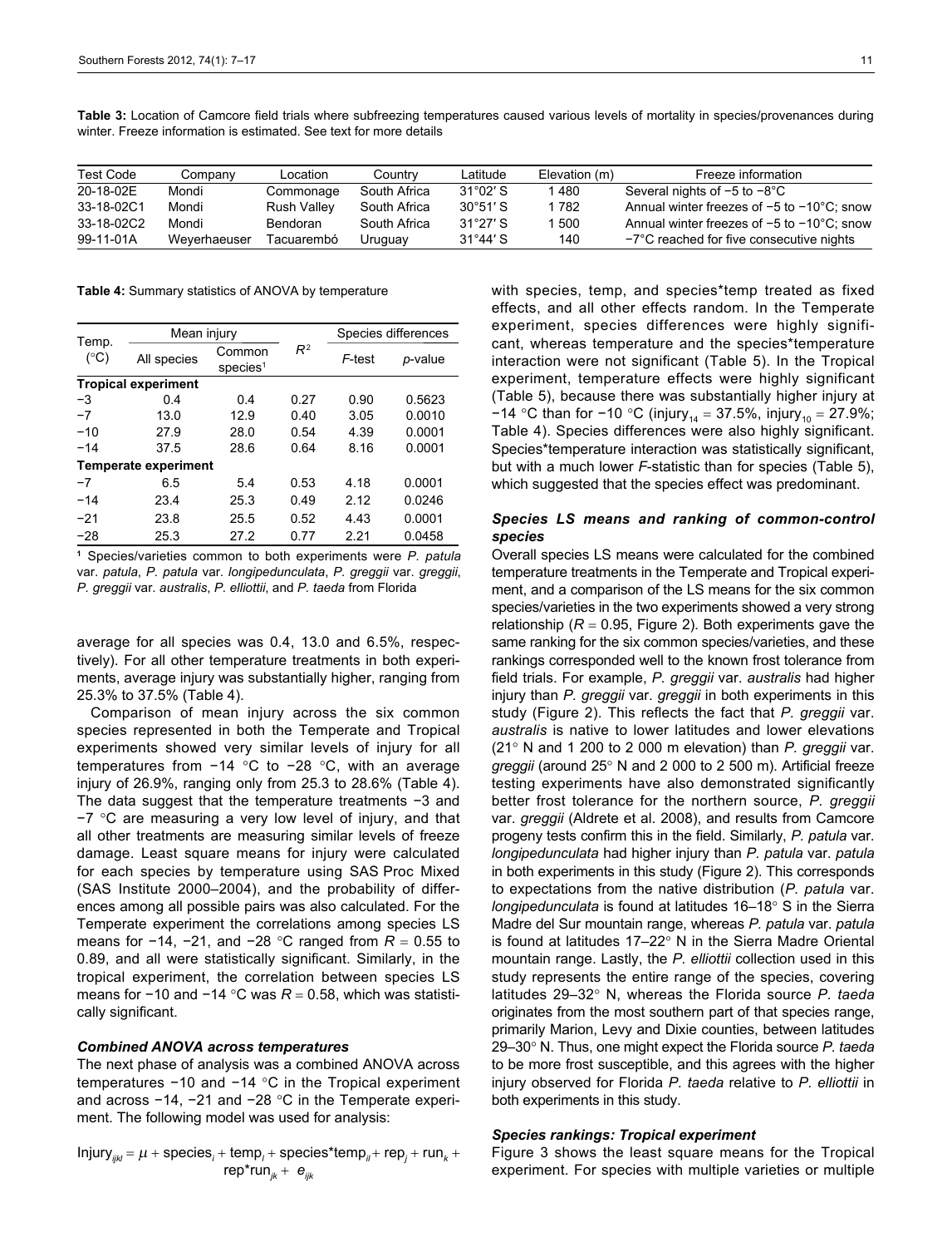**Table 3:** Location of Camcore field trials where subfreezing temperatures caused various levels of mortality in species/provenances during winter. Freeze information is estimated. See text for more details

| Test Code | Company | Location | Country | Latitude | Elevation (m) | Freeze information |
|---|---|---|---|---|---|---|
| 20-18-02E | Mondi | Commonage | South Africa | 31°02′ S | 1 480 | Several nights of −5 to −8°C |
| 33-18-02C1 | Mondi | Rush Valley | South Africa | 30°51′ S | 1 782 | Annual winter freezes of −5 to −10°C; snow |
| 33-18-02C2 | Mondi | Bendoran | South Africa | 31°27′ S | 1 500 | Annual winter freezes of −5 to −10°C; snow |
| 99-11-01A | Weyerhaeuser | Tacuarembó | Uruguay | 31°44′ S | 140 | −7°C reached for five consecutive nights |

**Table 4:** Summary statistics of ANOVA by temperature

| Temp. (°C) | Mean injury | | $R^2$ | Species differences | |
|---|---|---|---|---|---|
| | All species | Common species[1] | | *F*-test | *p*-value |
| **Tropical experiment** | | | | | |
| −3 | 0.4 | 0.4 | 0.27 | 0.90 | 0.5623 |
| −7 | 13.0 | 12.9 | 0.40 | 3.05 | 0.0010 |
| −10 | 27.9 | 28.0 | 0.54 | 4.39 | 0.0001 |
| −14 | 37.5 | 28.6 | 0.64 | 8.16 | 0.0001 |
| **Temperate experiment** | | | | | |
| −7 | 6.5 | 5.4 | 0.53 | 4.18 | 0.0001 |
| −14 | 23.4 | 25.3 | 0.49 | 2.12 | 0.0246 |
| −21 | 23.8 | 25.5 | 0.52 | 4.43 | 0.0001 |
| −28 | 25.3 | 27.2 | 0.77 | 2.21 | 0.0458 |

[1] Species/varieties common to both experiments were *P. patula* var. *patula*, *P. patula* var. *longipedunculata*, *P. greggii* var. *greggii*, *P. greggii* var. *australis*, *P. elliottii*, and *P. taeda* from Florida

average for all species was 0.4, 13.0 and 6.5%, respectively). For all other temperature treatments in both experiments, average injury was substantially higher, ranging from 25.3% to 37.5% (Table 4).

Comparison of mean injury across the six common species represented in both the Temperate and Tropical experiments showed very similar levels of injury for all temperatures from −14 °C to −28 °C, with an average injury of 26.9%, ranging only from 25.3 to 28.6% (Table 4). The data suggest that the temperature treatments −3 and −7 °C are measuring a very low level of injury, and that all other treatments are measuring similar levels of freeze damage. Least square means for injury were calculated for each species by temperature using SAS Proc Mixed (SAS Institute 2000–2004), and the probability of differences among all possible pairs was also calculated. For the Temperate experiment the correlations among species LS means for −14, −21, and −28 °C ranged from $R = 0.55$ to 0.89, and all were statistically significant. Similarly, in the tropical experiment, the correlation between species LS means for −10 and −14 °C was $R = 0.58$, which was statistically significant.

### Combined ANOVA across temperatures

The next phase of analysis was a combined ANOVA across temperatures −10 and −14 °C in the Tropical experiment and across −14, −21 and −28 °C in the Temperate experiment. The following model was used for analysis:

$$\text{Injury}_{ijkl} = \mu + \text{species}_i + \text{temp}_l + \text{species*temp}_{il} + \text{rep}_j + \text{run}_k + \text{rep*run}_{jk} + e_{ijk}$$

with species, temp, and species*temp treated as fixed effects, and all other effects random. In the Temperate experiment, species differences were highly significant, whereas temperature and the species*temperature interaction were not significant (Table 5). In the Tropical experiment, temperature effects were highly significant (Table 5), because there was substantially higher injury at −14 °C than for −10 °C ($\text{injury}_{14} = 37.5\%$, $\text{injury}_{10} = 27.9\%$; Table 4). Species differences were also highly significant. Species*temperature interaction was statistically significant, but with a much lower *F*-statistic than for species (Table 5), which suggested that the species effect was predominant.

### Species LS means and ranking of common-control species

Overall species LS means were calculated for the combined temperature treatments in the Temperate and Tropical experiment, and a comparison of the LS means for the six common species/varieties in the two experiments showed a very strong relationship ($R = 0.95$, Figure 2). Both experiments gave the same ranking for the six common species/varieties, and these rankings corresponded well to the known frost tolerance from field trials. For example, *P. greggii* var. *australis* had higher injury than *P. greggii* var. *greggii* in both experiments in this study (Figure 2). This reflects the fact that *P. greggii* var. *australis* is native to lower latitudes and lower elevations (21° N and 1 200 to 2 000 m elevation) than *P. greggii* var. *greggii* (around 25° N and 2 000 to 2 500 m). Artificial freeze testing experiments have also demonstrated significantly better frost tolerance for the northern source, *P. greggii* var. *greggii* (Aldrete et al. 2008), and results from Camcore progeny tests confirm this in the field. Similarly, *P. patula* var. *longipedunculata* had higher injury than *P. patula* var. *patula* in both experiments in this study (Figure 2). This corresponds to expectations from the native distribution (*P. patula* var. *longipedunculata* is found at latitudes 16–18° S in the Sierra Madre del Sur mountain range, whereas *P. patula* var. *patula* is found at latitudes 17–22° N in the Sierra Madre Oriental mountain range. Lastly, the *P. elliottii* collection used in this study represents the entire range of the species, covering latitudes 29–32° N, whereas the Florida source *P. taeda* originates from the most southern part of that species range, primarily Marion, Levy and Dixie counties, between latitudes 29–30° N. Thus, one might expect the Florida source *P. taeda* to be more frost susceptible, and this agrees with the higher injury observed for Florida *P. taeda* relative to *P. elliottii* in both experiments in this study.

### Species rankings: Tropical experiment

Figure 3 shows the least square means for the Tropical experiment. For species with multiple varieties or multiple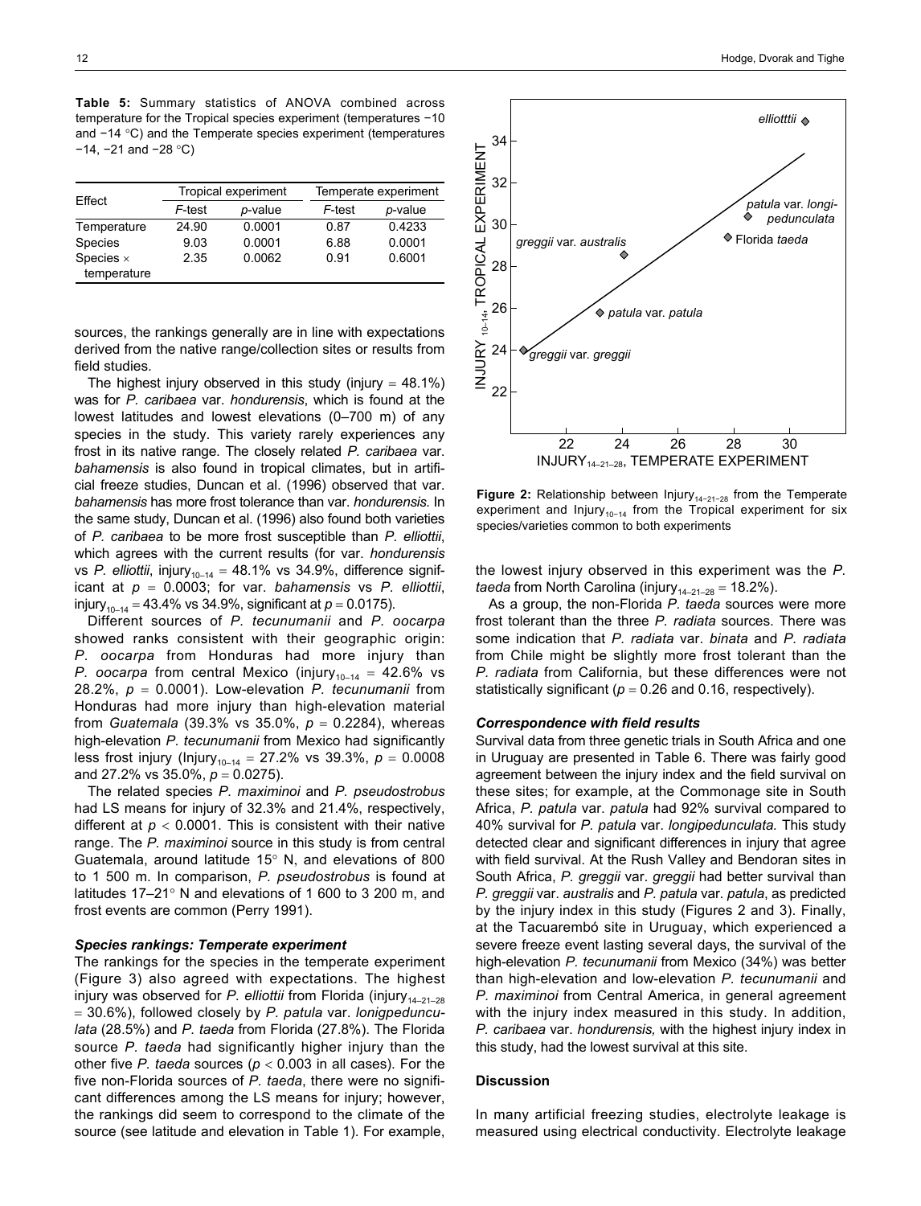**Table 5:** Summary statistics of ANOVA combined across temperature for the Tropical species experiment (temperatures −10 and −14 °C) and the Temperate species experiment (temperatures −14, −21 and −28 °C)

| Effect | Tropical experiment | | Temperate experiment | |
|---|---|---|---|---|
| | *F*-test | *p*-value | *F*-test | *p*-value |
| Temperature | 24.90 | 0.0001 | 0.87 | 0.4233 |
| Species | 9.03 | 0.0001 | 6.88 | 0.0001 |
| Species × temperature | 2.35 | 0.0062 | 0.91 | 0.6001 |

sources, the rankings generally are in line with expectations derived from the native range/collection sites or results from field studies.

The highest injury observed in this study (injury = 48.1%) was for *P. caribaea* var. *hondurensis*, which is found at the lowest latitudes and lowest elevations (0–700 m) of any species in the study. This variety rarely experiences any frost in its native range. The closely related *P. caribaea* var. *bahamensis* is also found in tropical climates, but in artificial freeze studies, Duncan et al. (1996) observed that var. *bahamensis* has more frost tolerance than var. *hondurensis*. In the same study, Duncan et al. (1996) also found both varieties of *P. caribaea* to be more frost susceptible than *P. elliottii*, which agrees with the current results (for var. *hondurensis* vs *P. elliottii*, $\text{injury}_{10-14}$ = 48.1% vs 34.9%, difference significant at $p$ = 0.0003; for var. *bahamensis* vs *P. elliottii*, $\text{injury}_{10-14}$ = 43.4% vs 34.9%, significant at $p$ = 0.0175).

Different sources of *P. tecunumanii* and *P. oocarpa* showed ranks consistent with their geographic origin: *P. oocarpa* from Honduras had more injury than *P. oocarpa* from central Mexico ($\text{injury}_{10-14}$ = 42.6% vs 28.2%, $p$ = 0.0001). Low-elevation *P. tecunumanii* from Honduras had more injury than high-elevation material from *Guatemala* (39.3% vs 35.0%, $p$ = 0.2284), whereas high-elevation *P. tecunumanii* from Mexico had significantly less frost injury ($\text{Injury}_{10-14}$ = 27.2% vs 39.3%, $p$ = 0.0008 and 27.2% vs 35.0%, $p$ = 0.0275).

The related species *P. maximinoi* and *P. pseudostrobus* had LS means for injury of 32.3% and 21.4%, respectively, different at $p$ < 0.0001. This is consistent with their native range. The *P. maximinoi* source in this study is from central Guatemala, around latitude 15° N, and elevations of 800 to 1 500 m. In comparison, *P. pseudostrobus* is found at latitudes 17–21° N and elevations of 1 600 to 3 200 m, and frost events are common (Perry 1991).

### *Species rankings: Temperate experiment*

The rankings for the species in the temperate experiment (Figure 3) also agreed with expectations. The highest injury was observed for *P. elliottii* from Florida ($\text{injury}_{14-21-28}$ = 30.6%), followed closely by *P. patula* var. *lonigpedunculata* (28.5%) and *P. taeda* from Florida (27.8%). The Florida source *P. taeda* had significantly higher injury than the other five *P. taeda* sources ($p$ < 0.003 in all cases). For the five non-Florida sources of *P. taeda*, there were no significant differences among the LS means for injury; however, the rankings did seem to correspond to the climate of the source (see latitude and elevation in Table 1). For example,

**Figure 2:** Relationship between $\text{Injury}_{14-21-28}$ from the Temperate experiment and $\text{Injury}_{10-14}$ from the Tropical experiment for six species/varieties common to both experiments

the lowest injury observed in this experiment was the *P. taeda* from North Carolina ($\text{injury}_{14-21-28}$ = 18.2%).

As a group, the non-Florida *P. taeda* sources were more frost tolerant than the three *P. radiata* sources. There was some indication that *P. radiata* var. *binata* and *P. radiata* from Chile might be slightly more frost tolerant than the *P. radiata* from California, but these differences were not statistically significant ($p$ = 0.26 and 0.16, respectively).

### *Correspondence with field results*

Survival data from three genetic trials in South Africa and one in Uruguay are presented in Table 6. There was fairly good agreement between the injury index and the field survival on these sites; for example, at the Commonage site in South Africa, *P. patula* var. *patula* had 92% survival compared to 40% survival for *P. patula* var. *longipedunculata.* This study detected clear and significant differences in injury that agree with field survival. At the Rush Valley and Bendoran sites in South Africa, *P. greggii* var. *greggii* had better survival than *P. greggii* var. *australis* and *P. patula* var. *patula*, as predicted by the injury index in this study (Figures 2 and 3). Finally, at the Tacuarembó site in Uruguay, which experienced a severe freeze event lasting several days, the survival of the high-elevation *P. tecunumanii* from Mexico (34%) was better than high-elevation and low-elevation *P. tecunumanii* and *P. maximinoi* from Central America, in general agreement with the injury index measured in this study. In addition, *P. caribaea* var. *hondurensis,* with the highest injury index in this study, had the lowest survival at this site.

## Discussion

In many artificial freezing studies, electrolyte leakage is measured using electrical conductivity. Electrolyte leakage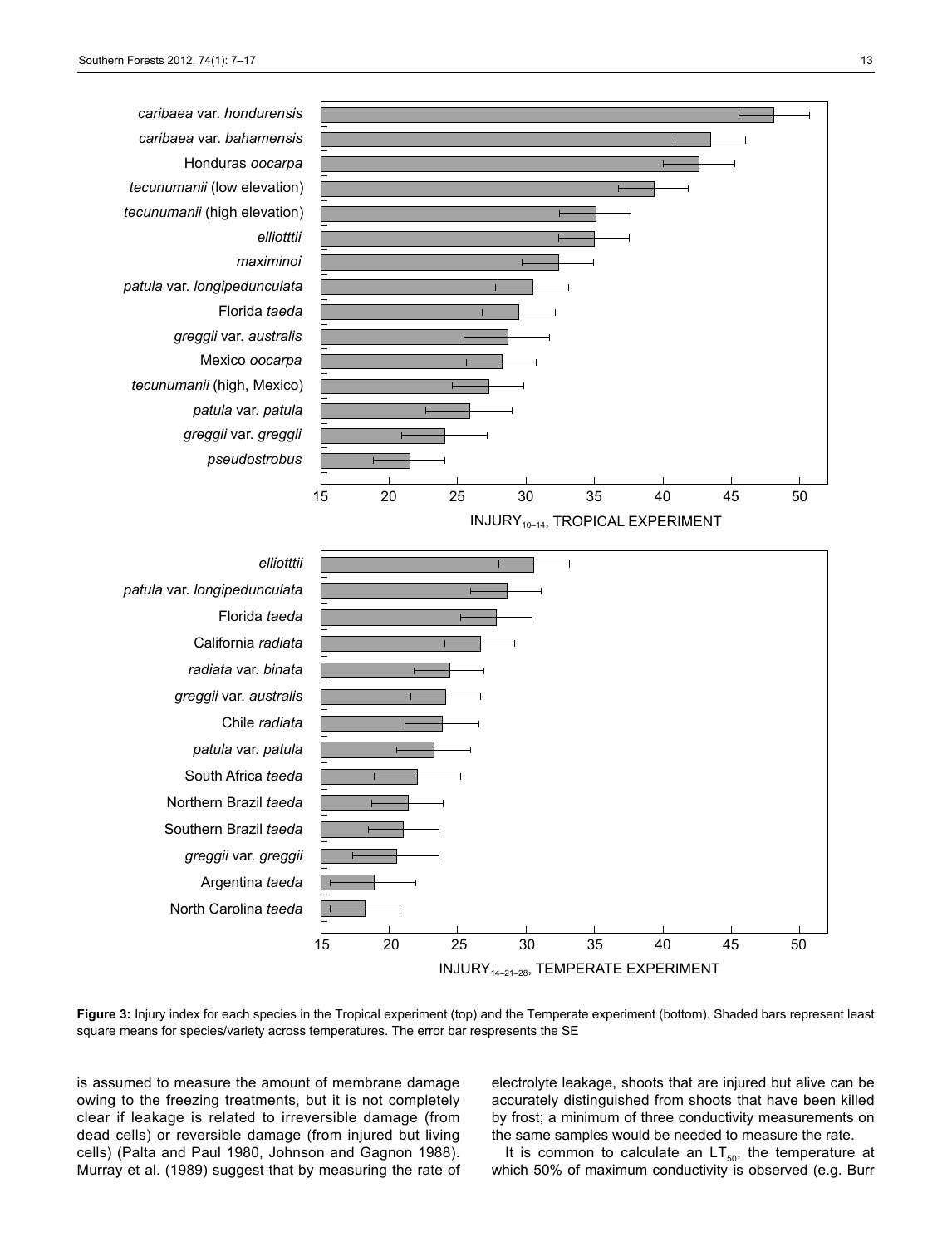**Figure 3:** Injury index for each species in the Tropical experiment (top) and the Temperate experiment (bottom). Shaded bars represent least square means for species/variety across temperatures. The error bar respresents the SE

is assumed to measure the amount of membrane damage owing to the freezing treatments, but it is not completely clear if leakage is related to irreversible damage (from dead cells) or reversible damage (from injured but living cells) (Palta and Paul 1980, Johnson and Gagnon 1988). Murray et al. (1989) suggest that by measuring the rate of electrolyte leakage, shoots that are injured but alive can be accurately distinguished from shoots that have been killed by frost; a minimum of three conductivity measurements on the same samples would be needed to measure the rate.

It is common to calculate an $LT_{50}$, the temperature at which 50% of maximum conductivity is observed (e.g. Burr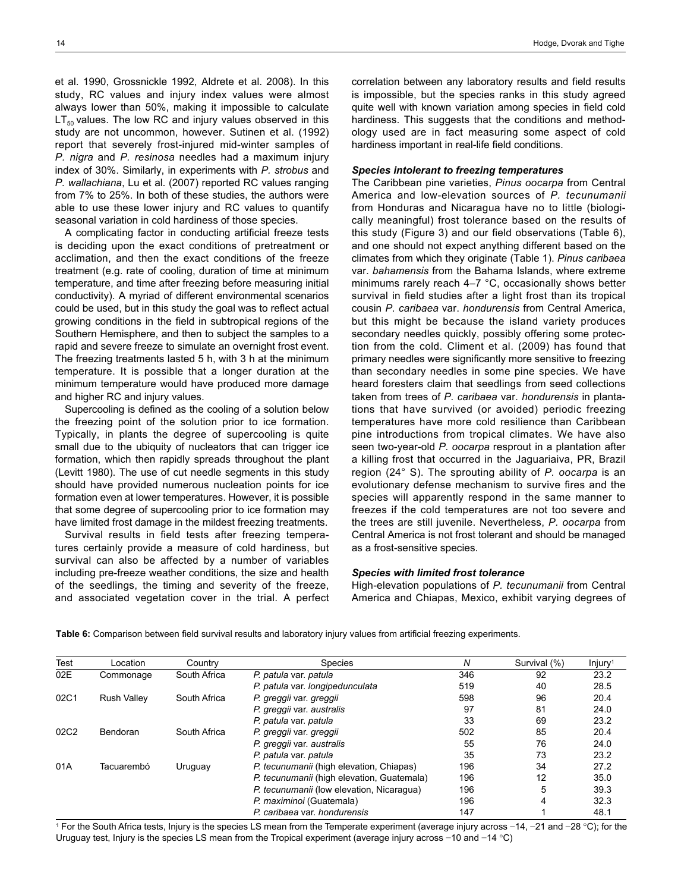et al. 1990, Grossnickle 1992, Aldrete et al. 2008). In this study, RC values and injury index values were almost always lower than 50%, making it impossible to calculate $LT_{50}$ values. The low RC and injury values observed in this study are not uncommon, however. Sutinen et al. (1992) report that severely frost-injured mid-winter samples of *P. nigra* and *P. resinosa* needles had a maximum injury index of 30%. Similarly, in experiments with *P. strobus* and *P. wallachiana*, Lu et al. (2007) reported RC values ranging from 7% to 25%. In both of these studies, the authors were able to use these lower injury and RC values to quantify seasonal variation in cold hardiness of those species.

A complicating factor in conducting artificial freeze tests is deciding upon the exact conditions of pretreatment or acclimation, and then the exact conditions of the freeze treatment (e.g. rate of cooling, duration of time at minimum temperature, and time after freezing before measuring initial conductivity). A myriad of different environmental scenarios could be used, but in this study the goal was to reflect actual growing conditions in the field in subtropical regions of the Southern Hemisphere, and then to subject the samples to a rapid and severe freeze to simulate an overnight frost event. The freezing treatments lasted 5 h, with 3 h at the minimum temperature. It is possible that a longer duration at the minimum temperature would have produced more damage and higher RC and injury values.

Supercooling is defined as the cooling of a solution below the freezing point of the solution prior to ice formation. Typically, in plants the degree of supercooling is quite small due to the ubiquity of nucleators that can trigger ice formation, which then rapidly spreads throughout the plant (Levitt 1980). The use of cut needle segments in this study should have provided numerous nucleation points for ice formation even at lower temperatures. However, it is possible that some degree of supercooling prior to ice formation may have limited frost damage in the mildest freezing treatments.

Survival results in field tests after freezing temperatures certainly provide a measure of cold hardiness, but survival can also be affected by a number of variables including pre-freeze weather conditions, the size and health of the seedlings, the timing and severity of the freeze, and associated vegetation cover in the trial. A perfect correlation between any laboratory results and field results is impossible, but the species ranks in this study agreed quite well with known variation among species in field cold hardiness. This suggests that the conditions and methodology used are in fact measuring some aspect of cold hardiness important in real-life field conditions.

### *Species intolerant to freezing temperatures*

The Caribbean pine varieties, *Pinus oocarpa* from Central America and low-elevation sources of *P. tecunumanii* from Honduras and Nicaragua have no to little (biologically meaningful) frost tolerance based on the results of this study (Figure 3) and our field observations (Table 6), and one should not expect anything different based on the climates from which they originate (Table 1). *Pinus caribaea* var. *bahamensis* from the Bahama Islands, where extreme minimums rarely reach 4–7 °C, occasionally shows better survival in field studies after a light frost than its tropical cousin *P. caribaea* var. *hondurensis* from Central America, but this might be because the island variety produces secondary needles quickly, possibly offering some protection from the cold. Climent et al. (2009) has found that primary needles were significantly more sensitive to freezing than secondary needles in some pine species. We have heard foresters claim that seedlings from seed collections taken from trees of *P. caribaea* var. *hondurensis* in plantations that have survived (or avoided) periodic freezing temperatures have more cold resilience than Caribbean pine introductions from tropical climates. We have also seen two-year-old *P. oocarpa* resprout in a plantation after a killing frost that occurred in the Jaguariaiva, PR, Brazil region (24° S). The sprouting ability of *P. oocarpa* is an evolutionary defense mechanism to survive fires and the species will apparently respond in the same manner to freezes if the cold temperatures are not too severe and the trees are still juvenile. Nevertheless, *P. oocarpa* from Central America is not frost tolerant and should be managed as a frost-sensitive species.

### *Species with limited frost tolerance*

High-elevation populations of *P. tecunumanii* from Central America and Chiapas, Mexico, exhibit varying degrees of

**Table 6:** Comparison between field survival results and laboratory injury values from artificial freezing experiments.

| Test | Location | Country | Species | *N* | Survival (%) | Injury[1] |
|---|---|---|---|---|---|---|
| 02E | Commonage | South Africa | *P. patula* var. *patula* | 346 | 92 | 23.2 |
| | | | *P. patula* var. *longipedunculata* | 519 | 40 | 28.5 |
| 02C1 | Rush Valley | South Africa | *P. greggii* var. *greggii* | 598 | 96 | 20.4 |
| | | | *P. greggii* var. *australis* | 97 | 81 | 24.0 |
| | | | *P. patula* var. *patula* | 33 | 69 | 23.2 |
| 02C2 | Bendoran | South Africa | *P. greggii* var. *greggii* | 502 | 85 | 20.4 |
| | | | *P. greggii* var. *australis* | 55 | 76 | 24.0 |
| | | | *P. patula* var. *patula* | 35 | 73 | 23.2 |
| 01A | Tacuarembó | Uruguay | *P. tecunumanii* (high elevation, Chiapas) | 196 | 34 | 27.2 |
| | | | *P. tecunumanii* (high elevation, Guatemala) | 196 | 12 | 35.0 |
| | | | *P. tecunumanii* (low elevation, Nicaragua) | 196 | 5 | 39.3 |
| | | | *P. maximinoi* (Guatemala) | 196 | 4 | 32.3 |
| | | | *P. caribaea* var. *hondurensis* | 147 | 1 | 48.1 |

[1] For the South Africa tests, Injury is the species LS mean from the Temperate experiment (average injury across −14, −21 and −28 °C); for the Uruguay test, Injury is the species LS mean from the Tropical experiment (average injury across −10 and −14 °C)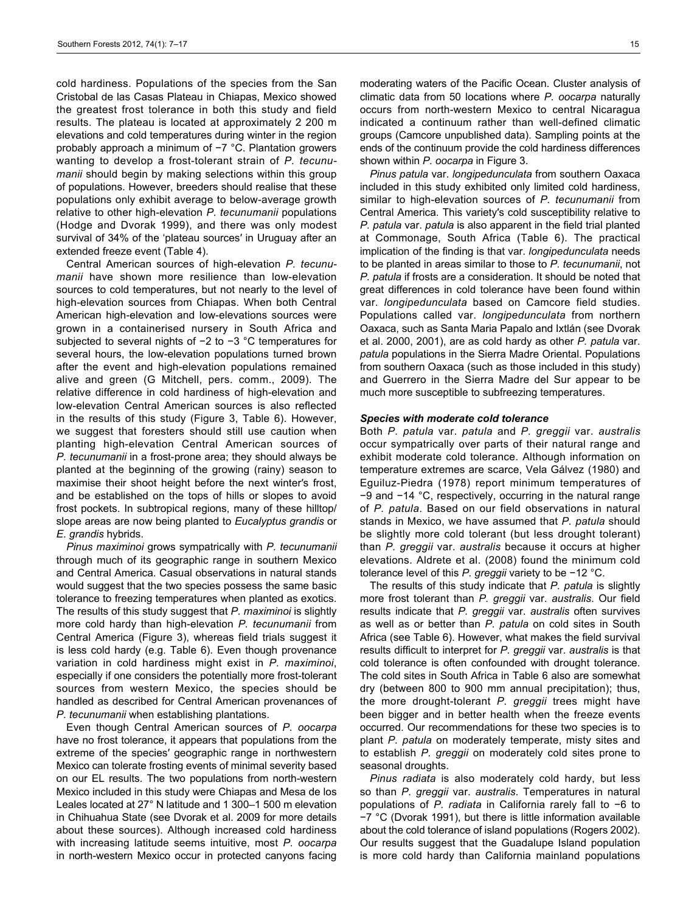cold hardiness. Populations of the species from the San Cristobal de las Casas Plateau in Chiapas, Mexico showed the greatest frost tolerance in both this study and field results. The plateau is located at approximately 2 200 m elevations and cold temperatures during winter in the region probably approach a minimum of −7 °C. Plantation growers wanting to develop a frost-tolerant strain of *P. tecunumanii* should begin by making selections within this group of populations. However, breeders should realise that these populations only exhibit average to below-average growth relative to other high-elevation *P. tecunumanii* populations (Hodge and Dvorak 1999), and there was only modest survival of 34% of the 'plateau sources' in Uruguay after an extended freeze event (Table 4).

Central American sources of high-elevation *P. tecunumanii* have shown more resilience than low-elevation sources to cold temperatures, but not nearly to the level of high-elevation sources from Chiapas. When both Central American high-elevation and low-elevations sources were grown in a containerised nursery in South Africa and subjected to several nights of −2 to −3 °C temperatures for several hours, the low-elevation populations turned brown after the event and high-elevation populations remained alive and green (G Mitchell, pers. comm., 2009). The relative difference in cold hardiness of high-elevation and low-elevation Central American sources is also reflected in the results of this study (Figure 3, Table 6). However, we suggest that foresters should still use caution when planting high-elevation Central American sources of *P. tecunumanii* in a frost-prone area; they should always be planted at the beginning of the growing (rainy) season to maximise their shoot height before the next winter's frost, and be established on the tops of hills or slopes to avoid frost pockets. In subtropical regions, many of these hilltop/slope areas are now being planted to *Eucalyptus grandis* or *E. grandis* hybrids.

*Pinus maximinoi* grows sympatrically with *P. tecunumanii* through much of its geographic range in southern Mexico and Central America. Casual observations in natural stands would suggest that the two species possess the same basic tolerance to freezing temperatures when planted as exotics. The results of this study suggest that *P. maximinoi* is slightly more cold hardy than high-elevation *P. tecunumanii* from Central America (Figure 3), whereas field trials suggest it is less cold hardy (e.g. Table 6). Even though provenance variation in cold hardiness might exist in *P. maximinoi*, especially if one considers the potentially more frost-tolerant sources from western Mexico, the species should be handled as described for Central American provenances of *P. tecunumanii* when establishing plantations.

Even though Central American sources of *P. oocarpa* have no frost tolerance, it appears that populations from the extreme of the species' geographic range in northwestern Mexico can tolerate frosting events of minimal severity based on our EL results. The two populations from north-western Mexico included in this study were Chiapas and Mesa de los Leales located at 27° N latitude and 1 300–1 500 m elevation in Chihuahua State (see Dvorak et al. 2009 for more details about these sources). Although increased cold hardiness with increasing latitude seems intuitive, most *P. oocarpa* in north-western Mexico occur in protected canyons facing moderating waters of the Pacific Ocean. Cluster analysis of climatic data from 50 locations where *P. oocarpa* naturally occurs from north-western Mexico to central Nicaragua indicated a continuum rather than well-defined climatic groups (Camcore unpublished data). Sampling points at the ends of the continuum provide the cold hardiness differences shown within *P. oocarpa* in Figure 3.

*Pinus patula* var. *longipedunculata* from southern Oaxaca included in this study exhibited only limited cold hardiness, similar to high-elevation sources of *P. tecunumanii* from Central America. This variety's cold susceptibility relative to *P. patula* var. *patula* is also apparent in the field trial planted at Commonage, South Africa (Table 6). The practical implication of the finding is that var. *longipedunculata* needs to be planted in areas similar to those to *P. tecunumanii*, not *P. patula* if frosts are a consideration. It should be noted that great differences in cold tolerance have been found within var. *longipedunculata* based on Camcore field studies. Populations called var. *longipedunculata* from northern Oaxaca, such as Santa Maria Papalo and Ixtlán (see Dvorak et al. 2000, 2001), are as cold hardy as other *P. patula* var. *patula* populations in the Sierra Madre Oriental. Populations from southern Oaxaca (such as those included in this study) and Guerrero in the Sierra Madre del Sur appear to be much more susceptible to subfreezing temperatures.

### *Species with moderate cold tolerance*

Both *P. patula* var. *patula* and *P. greggii* var. *australis* occur sympatrically over parts of their natural range and exhibit moderate cold tolerance. Although information on temperature extremes are scarce, Vela Gálvez (1980) and Eguiluz-Piedra (1978) report minimum temperatures of −9 and −14 °C, respectively, occurring in the natural range of *P. patula*. Based on our field observations in natural stands in Mexico, we have assumed that *P. patula* should be slightly more cold tolerant (but less drought tolerant) than *P. greggii* var. *australis* because it occurs at higher elevations. Aldrete et al. (2008) found the minimum cold tolerance level of this *P. greggii* variety to be −12 °C.

The results of this study indicate that *P. patula* is slightly more frost tolerant than *P. greggii* var. *australis*. Our field results indicate that *P. greggii* var. *australis* often survives as well as or better than *P. patula* on cold sites in South Africa (see Table 6). However, what makes the field survival results difficult to interpret for *P. greggii* var. *australis* is that cold tolerance is often confounded with drought tolerance. The cold sites in South Africa in Table 6 also are somewhat dry (between 800 to 900 mm annual precipitation); thus, the more drought-tolerant *P. greggii* trees might have been bigger and in better health when the freeze events occurred. Our recommendations for these two species is to plant *P. patula* on moderately temperate, misty sites and to establish *P. greggii* on moderately cold sites prone to seasonal droughts.

*Pinus radiata* is also moderately cold hardy, but less so than *P. greggii* var. *australis*. Temperatures in natural populations of *P. radiata* in California rarely fall to −6 to −7 °C (Dvorak 1991), but there is little information available about the cold tolerance of island populations (Rogers 2002). Our results suggest that the Guadalupe Island population is more cold hardy than California mainland populations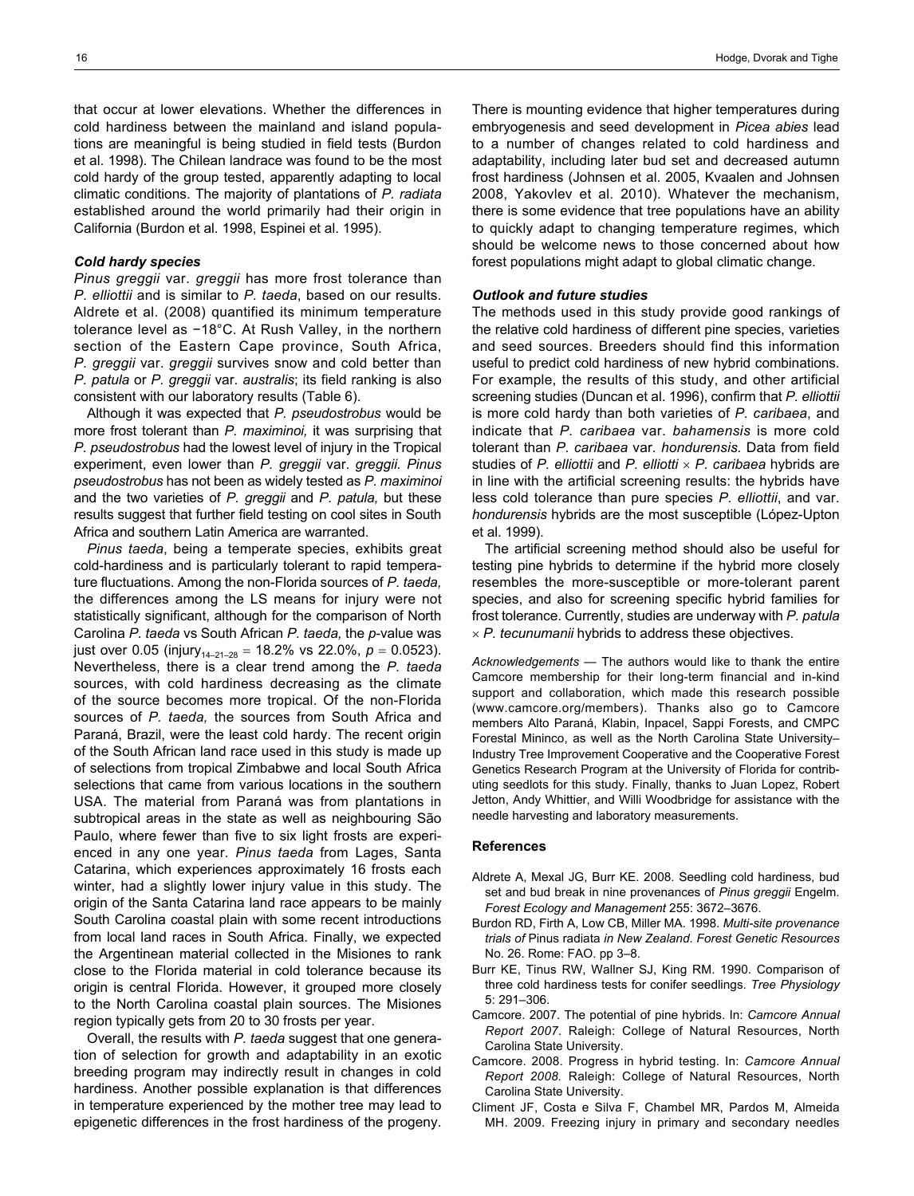that occur at lower elevations. Whether the differences in cold hardiness between the mainland and island populations are meaningful is being studied in field tests (Burdon et al. 1998). The Chilean landrace was found to be the most cold hardy of the group tested, apparently adapting to local climatic conditions. The majority of plantations of *P. radiata* established around the world primarily had their origin in California (Burdon et al. 1998, Espinei et al. 1995).

### *Cold hardy species*

*Pinus greggii* var. *greggii* has more frost tolerance than *P. elliottii* and is similar to *P. taeda*, based on our results. Aldrete et al. (2008) quantified its minimum temperature tolerance level as −18°C. At Rush Valley, in the northern section of the Eastern Cape province, South Africa, *P. greggii* var. *greggii* survives snow and cold better than *P. patula* or *P. greggii* var. *australis*; its field ranking is also consistent with our laboratory results (Table 6).

Although it was expected that *P. pseudostrobus* would be more frost tolerant than *P. maximinoi,* it was surprising that *P. pseudostrobus* had the lowest level of injury in the Tropical experiment, even lower than *P. greggii* var. *greggii. Pinus pseudostrobus* has not been as widely tested as *P. maximinoi* and the two varieties of *P. greggii* and *P. patula,* but these results suggest that further field testing on cool sites in South Africa and southern Latin America are warranted.

*Pinus taeda*, being a temperate species, exhibits great cold-hardiness and is particularly tolerant to rapid temperature fluctuations. Among the non-Florida sources of *P. taeda,* the differences among the LS means for injury were not statistically significant, although for the comparison of North Carolina *P. taeda* vs South African *P. taeda,* the *p*-value was just over 0.05 ($\text{injury}_{14–21–28}$ = 18.2% vs 22.0%, $p = 0.0523$). Nevertheless, there is a clear trend among the *P. taeda* sources, with cold hardiness decreasing as the climate of the source becomes more tropical. Of the non-Florida sources of *P. taeda,* the sources from South Africa and Paraná, Brazil, were the least cold hardy. The recent origin of the South African land race used in this study is made up of selections from tropical Zimbabwe and local South Africa selections that came from various locations in the southern USA. The material from Paraná was from plantations in subtropical areas in the state as well as neighbouring São Paulo, where fewer than five to six light frosts are experienced in any one year. *Pinus taeda* from Lages, Santa Catarina, which experiences approximately 16 frosts each winter, had a slightly lower injury value in this study. The origin of the Santa Catarina land race appears to be mainly South Carolina coastal plain with some recent introductions from local land races in South Africa. Finally, we expected the Argentinean material collected in the Misiones to rank close to the Florida material in cold tolerance because its origin is central Florida. However, it grouped more closely to the North Carolina coastal plain sources. The Misiones region typically gets from 20 to 30 frosts per year.

Overall, the results with *P. taeda* suggest that one generation of selection for growth and adaptability in an exotic breeding program may indirectly result in changes in cold hardiness. Another possible explanation is that differences in temperature experienced by the mother tree may lead to epigenetic differences in the frost hardiness of the progeny. There is mounting evidence that higher temperatures during embryogenesis and seed development in *Picea abies* lead to a number of changes related to cold hardiness and adaptability, including later bud set and decreased autumn frost hardiness (Johnsen et al. 2005, Kvaalen and Johnsen 2008, Yakovlev et al. 2010). Whatever the mechanism, there is some evidence that tree populations have an ability to quickly adapt to changing temperature regimes, which should be welcome news to those concerned about how forest populations might adapt to global climatic change.

### *Outlook and future studies*

The methods used in this study provide good rankings of the relative cold hardiness of different pine species, varieties and seed sources. Breeders should find this information useful to predict cold hardiness of new hybrid combinations. For example, the results of this study, and other artificial screening studies (Duncan et al. 1996), confirm that *P. elliottii* is more cold hardy than both varieties of *P. caribaea*, and indicate that *P. caribaea* var. *bahamensis* is more cold tolerant than *P. caribaea* var. *hondurensis.* Data from field studies of *P. elliottii* and *P. elliotti* × *P. caribaea* hybrids are in line with the artificial screening results: the hybrids have less cold tolerance than pure species *P. elliottii*, and var. *hondurensis* hybrids are the most susceptible (López-Upton et al. 1999).

The artificial screening method should also be useful for testing pine hybrids to determine if the hybrid more closely resembles the more-susceptible or more-tolerant parent species, and also for screening specific hybrid families for frost tolerance. Currently, studies are underway with *P. patula* × *P. tecunumanii* hybrids to address these objectives.

*Acknowledgements* — The authors would like to thank the entire Camcore membership for their long-term financial and in-kind support and collaboration, which made this research possible (www.camcore.org/members). Thanks also go to Camcore members Alto Paraná, Klabin, Inpacel, Sappi Forests, and CMPC Forestal Mininco, as well as the North Carolina State University–Industry Tree Improvement Cooperative and the Cooperative Forest Genetics Research Program at the University of Florida for contributing seedlots for this study. Finally, thanks to Juan Lopez, Robert Jetton, Andy Whittier, and Willi Woodbridge for assistance with the needle harvesting and laboratory measurements.

## References

- Aldrete A, Mexal JG, Burr KE. 2008. Seedling cold hardiness, bud set and bud break in nine provenances of *Pinus greggii* Engelm. *Forest Ecology and Management* 255: 3672–3676.
- Burdon RD, Firth A, Low CB, Miller MA. 1998. *Multi-site provenance trials of* Pinus radiata *in New Zealand*. *Forest Genetic Resources* No. 26. Rome: FAO. pp 3–8.
- Burr KE, Tinus RW, Wallner SJ, King RM. 1990. Comparison of three cold hardiness tests for conifer seedlings. *Tree Physiology* 5: 291–306.
- Camcore. 2007. The potential of pine hybrids. In: *Camcore Annual Report 2007*. Raleigh: College of Natural Resources, North Carolina State University.
- Camcore. 2008. Progress in hybrid testing. In: *Camcore Annual Report 2008.* Raleigh: College of Natural Resources, North Carolina State University.
- Climent JF, Costa e Silva F, Chambel MR, Pardos M, Almeida MH. 2009. Freezing injury in primary and secondary needles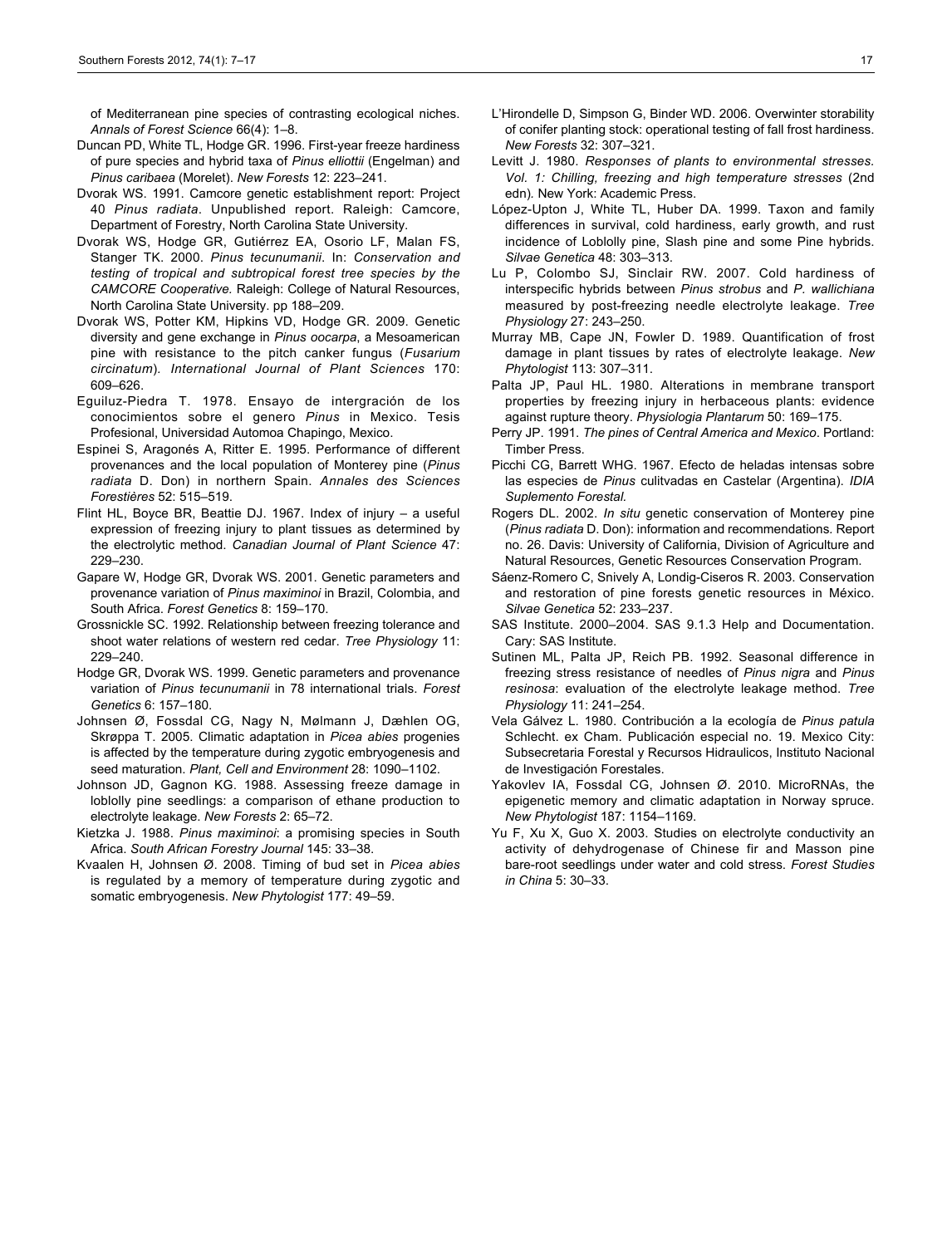of Mediterranean pine species of contrasting ecological niches. *Annals of Forest Science* 66(4): 1–8.

Duncan PD, White TL, Hodge GR. 1996. First-year freeze hardiness of pure species and hybrid taxa of *Pinus elliottii* (Engelman) and *Pinus caribaea* (Morelet). *New Forests* 12: 223–241.

Dvorak WS. 1991. Camcore genetic establishment report: Project 40 *Pinus radiata*. Unpublished report. Raleigh: Camcore, Department of Forestry, North Carolina State University.

Dvorak WS, Hodge GR, Gutiérrez EA, Osorio LF, Malan FS, Stanger TK. 2000. *Pinus tecunumanii*. In: *Conservation and testing of tropical and subtropical forest tree species by the CAMCORE Cooperative*. Raleigh: College of Natural Resources, North Carolina State University. pp 188–209.

Dvorak WS, Potter KM, Hipkins VD, Hodge GR. 2009. Genetic diversity and gene exchange in *Pinus oocarpa*, a Mesoamerican pine with resistance to the pitch canker fungus (*Fusarium circinatum*). *International Journal of Plant Sciences* 170: 609–626.

Eguiluz-Piedra T. 1978. Ensayo de intergración de los conocimientos sobre el genero *Pinus* in Mexico. Tesis Profesional, Universidad Automoa Chapingo, Mexico.

Espinei S, Aragonés A, Ritter E. 1995. Performance of different provenances and the local population of Monterey pine (*Pinus radiata* D. Don) in northern Spain. *Annales des Sciences Forestières* 52: 515–519.

Flint HL, Boyce BR, Beattie DJ. 1967. Index of injury – a useful expression of freezing injury to plant tissues as determined by the electrolytic method. *Canadian Journal of Plant Science* 47: 229–230.

Gapare W, Hodge GR, Dvorak WS. 2001. Genetic parameters and provenance variation of *Pinus maximinoi* in Brazil, Colombia, and South Africa. *Forest Genetics* 8: 159–170.

Grossnickle SC. 1992. Relationship between freezing tolerance and shoot water relations of western red cedar. *Tree Physiology* 11: 229–240.

Hodge GR, Dvorak WS. 1999. Genetic parameters and provenance variation of *Pinus tecunumanii* in 78 international trials. *Forest Genetics* 6: 157–180.

Johnsen Ø, Fossdal CG, Nagy N, Mølmann J, Dæhlen OG, Skrøppa T. 2005. Climatic adaptation in *Picea abies* progenies is affected by the temperature during zygotic embryogenesis and seed maturation. *Plant, Cell and Environment* 28: 1090–1102.

Johnson JD, Gagnon KG. 1988. Assessing freeze damage in loblolly pine seedlings: a comparison of ethane production to electrolyte leakage. *New Forests* 2: 65–72.

Kietzka J. 1988. *Pinus maximinoi*: a promising species in South Africa. *South African Forestry Journal* 145: 33–38.

Kvaalen H, Johnsen Ø. 2008. Timing of bud set in *Picea abies* is regulated by a memory of temperature during zygotic and somatic embryogenesis. *New Phytologist* 177: 49–59.

L'Hirondelle D, Simpson G, Binder WD. 2006. Overwinter storability of conifer planting stock: operational testing of fall frost hardiness. *New Forests* 32: 307–321.

Levitt J. 1980. *Responses of plants to environmental stresses. Vol. 1: Chilling, freezing and high temperature stresses* (2nd edn). New York: Academic Press.

López-Upton J, White TL, Huber DA. 1999. Taxon and family differences in survival, cold hardiness, early growth, and rust incidence of Loblolly pine, Slash pine and some Pine hybrids. *Silvae Genetica* 48: 303–313.

Lu P, Colombo SJ, Sinclair RW. 2007. Cold hardiness of interspecific hybrids between *Pinus strobus* and *P. wallichiana* measured by post-freezing needle electrolyte leakage. *Tree Physiology* 27: 243–250.

Murray MB, Cape JN, Fowler D. 1989. Quantification of frost damage in plant tissues by rates of electrolyte leakage. *New Phytologist* 113: 307–311.

Palta JP, Paul HL. 1980. Alterations in membrane transport properties by freezing injury in herbaceous plants: evidence against rupture theory. *Physiologia Plantarum* 50: 169–175.

Perry JP. 1991. *The pines of Central America and Mexico*. Portland: Timber Press.

Picchi CG, Barrett WHG. 1967. Efecto de heladas intensas sobre las especies de *Pinus* culitvadas en Castelar (Argentina). *IDIA Suplemento Forestal.*

Rogers DL. 2002. *In situ* genetic conservation of Monterey pine (*Pinus radiata* D. Don): information and recommendations. Report no. 26. Davis: University of California, Division of Agriculture and Natural Resources, Genetic Resources Conservation Program.

Sáenz-Romero C, Snively A, Londig-Ciseros R. 2003. Conservation and restoration of pine forests genetic resources in México. *Silvae Genetica* 52: 233–237.

SAS Institute. 2000–2004. SAS 9.1.3 Help and Documentation. Cary: SAS Institute.

Sutinen ML, Palta JP, Reich PB. 1992. Seasonal difference in freezing stress resistance of needles of *Pinus nigra* and *Pinus resinosa*: evaluation of the electrolyte leakage method. *Tree Physiology* 11: 241–254.

Vela Gálvez L. 1980. Contribución a la ecología de *Pinus patula* Schlecht. ex Cham. Publicación especial no. 19. Mexico City: Subsecretaria Forestal y Recursos Hidraulicos, Instituto Nacional de Investigación Forestales.

Yakovlev IA, Fossdal CG, Johnsen Ø. 2010. MicroRNAs, the epigenetic memory and climatic adaptation in Norway spruce. *New Phytologist* 187: 1154–1169.

Yu F, Xu X, Guo X. 2003. Studies on electrolyte conductivity an activity of dehydrogenase of Chinese fir and Masson pine bare-root seedlings under water and cold stress. *Forest Studies in China* 5: 30–33.